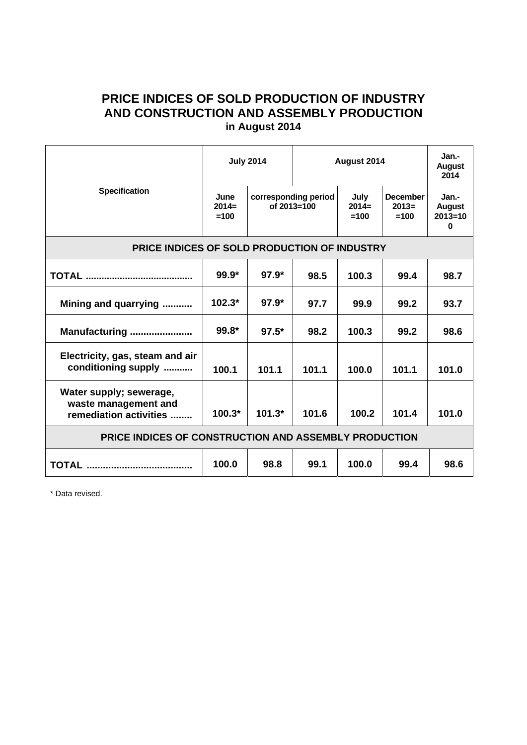# PRICE INDICES OF SOLD PRODUCTION OF INDUSTRY AND CONSTRUCTION AND ASSEMBLY PRODUCTION

### in August 2014

| Specification | July 2014 | | August 2014 | | | Jan.-August 2014 |
|---|---|---|---|---|---|---|
| | June 2014= =100 | corresponding period of 2013=100 | | July 2014= =100 | December 2013= =100 | Jan.-August 2013=100 |
| **PRICE INDICES OF SOLD PRODUCTION OF INDUSTRY** | | | | | | |
| **TOTAL ........................................** | **99.9*** | **97.9*** | **98.5** | **100.3** | **99.4** | **98.7** |
| **Mining and quarrying ...........** | **102.3*** | **97.9*** | **97.7** | **99.9** | **99.2** | **93.7** |
| **Manufacturing .......................** | **99.8*** | **97.5*** | **98.2** | **100.3** | **99.2** | **98.6** |
| **Electricity, gas, steam and air conditioning supply ..........** | **100.1** | **101.1** | **101.1** | **100.0** | **101.1** | **101.0** |
| **Water supply; sewerage, waste management and remediation activities ........** | **100.3*** | **101.3*** | **101.6** | **100.2** | **101.4** | **101.0** |
| **PRICE INDICES OF CONSTRUCTION AND ASSEMBLY PRODUCTION** | | | | | | |
| **TOTAL ......................................** | **100.0** | **98.8** | **99.1** | **100.0** | **99.4** | **98.6** |

\* Data revised.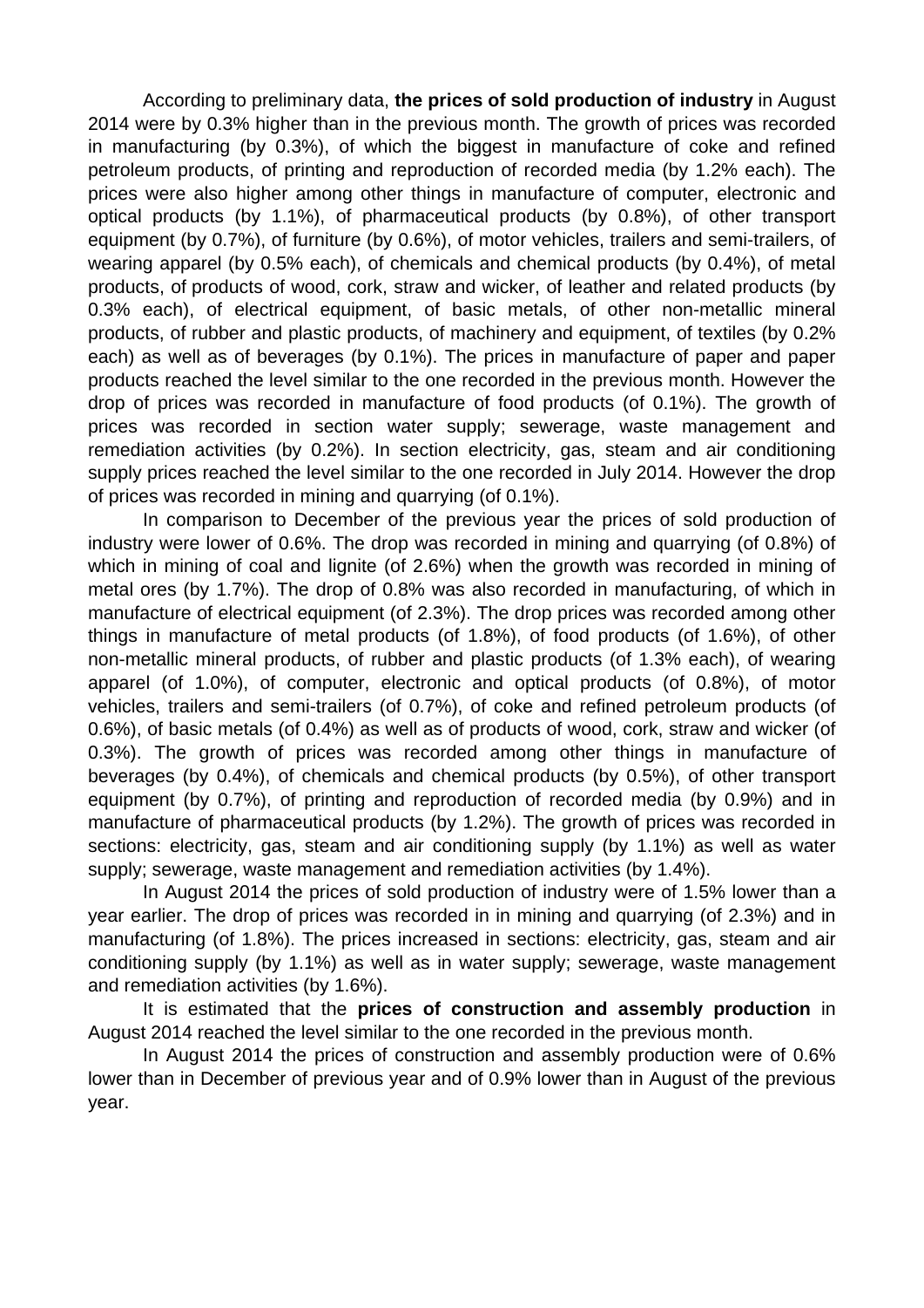According to preliminary data, **the prices of sold production of industry** in August 2014 were by 0.3% higher than in the previous month. The growth of prices was recorded in manufacturing (by 0.3%), of which the biggest in manufacture of coke and refined petroleum products, of printing and reproduction of recorded media (by 1.2% each). The prices were also higher among other things in manufacture of computer, electronic and optical products (by 1.1%), of pharmaceutical products (by 0.8%), of other transport equipment (by 0.7%), of furniture (by 0.6%), of motor vehicles, trailers and semi-trailers, of wearing apparel (by 0.5% each), of chemicals and chemical products (by 0.4%), of metal products, of products of wood, cork, straw and wicker, of leather and related products (by 0.3% each), of electrical equipment, of basic metals, of other non-metallic mineral products, of rubber and plastic products, of machinery and equipment, of textiles (by 0.2% each) as well as of beverages (by 0.1%). The prices in manufacture of paper and paper products reached the level similar to the one recorded in the previous month. However the drop of prices was recorded in manufacture of food products (of 0.1%). The growth of prices was recorded in section water supply; sewerage, waste management and remediation activities (by 0.2%). In section electricity, gas, steam and air conditioning supply prices reached the level similar to the one recorded in July 2014. However the drop of prices was recorded in mining and quarrying (of 0.1%).

In comparison to December of the previous year the prices of sold production of industry were lower of 0.6%. The drop was recorded in mining and quarrying (of 0.8%) of which in mining of coal and lignite (of 2.6%) when the growth was recorded in mining of metal ores (by 1.7%). The drop of 0.8% was also recorded in manufacturing, of which in manufacture of electrical equipment (of 2.3%). The drop prices was recorded among other things in manufacture of metal products (of 1.8%), of food products (of 1.6%), of other non-metallic mineral products, of rubber and plastic products (of 1.3% each), of wearing apparel (of 1.0%), of computer, electronic and optical products (of 0.8%), of motor vehicles, trailers and semi-trailers (of 0.7%), of coke and refined petroleum products (of 0.6%), of basic metals (of 0.4%) as well as of products of wood, cork, straw and wicker (of 0.3%). The growth of prices was recorded among other things in manufacture of beverages (by 0.4%), of chemicals and chemical products (by 0.5%), of other transport equipment (by 0.7%), of printing and reproduction of recorded media (by 0.9%) and in manufacture of pharmaceutical products (by 1.2%). The growth of prices was recorded in sections: electricity, gas, steam and air conditioning supply (by 1.1%) as well as water supply; sewerage, waste management and remediation activities (by 1.4%).

In August 2014 the prices of sold production of industry were of 1.5% lower than a year earlier. The drop of prices was recorded in in mining and quarrying (of 2.3%) and in manufacturing (of 1.8%). The prices increased in sections: electricity, gas, steam and air conditioning supply (by 1.1%) as well as in water supply; sewerage, waste management and remediation activities (by 1.6%).

It is estimated that the **prices of construction and assembly production** in August 2014 reached the level similar to the one recorded in the previous month.

In August 2014 the prices of construction and assembly production were of 0.6% lower than in December of previous year and of 0.9% lower than in August of the previous year.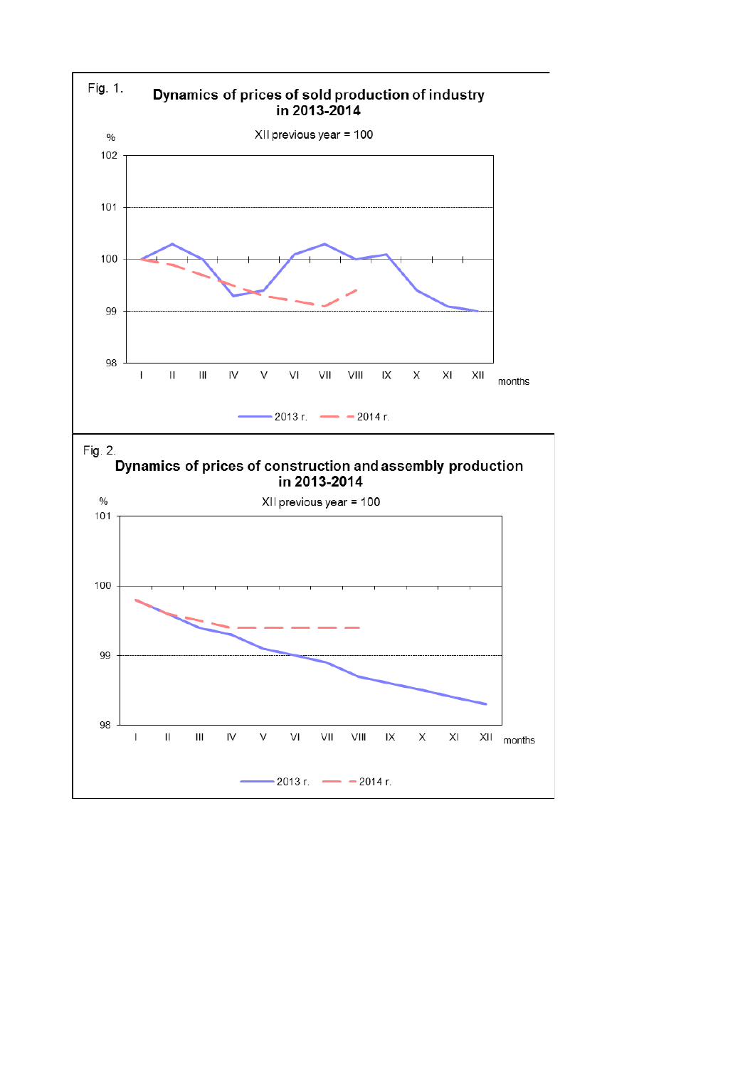Fig. 1.

**Dynamics of prices of sold production of industry in 2013-2014**

XII previous year = 100

Fig. 2.

**Dynamics of prices of construction and assembly production in 2013-2014**

XII previous year = 100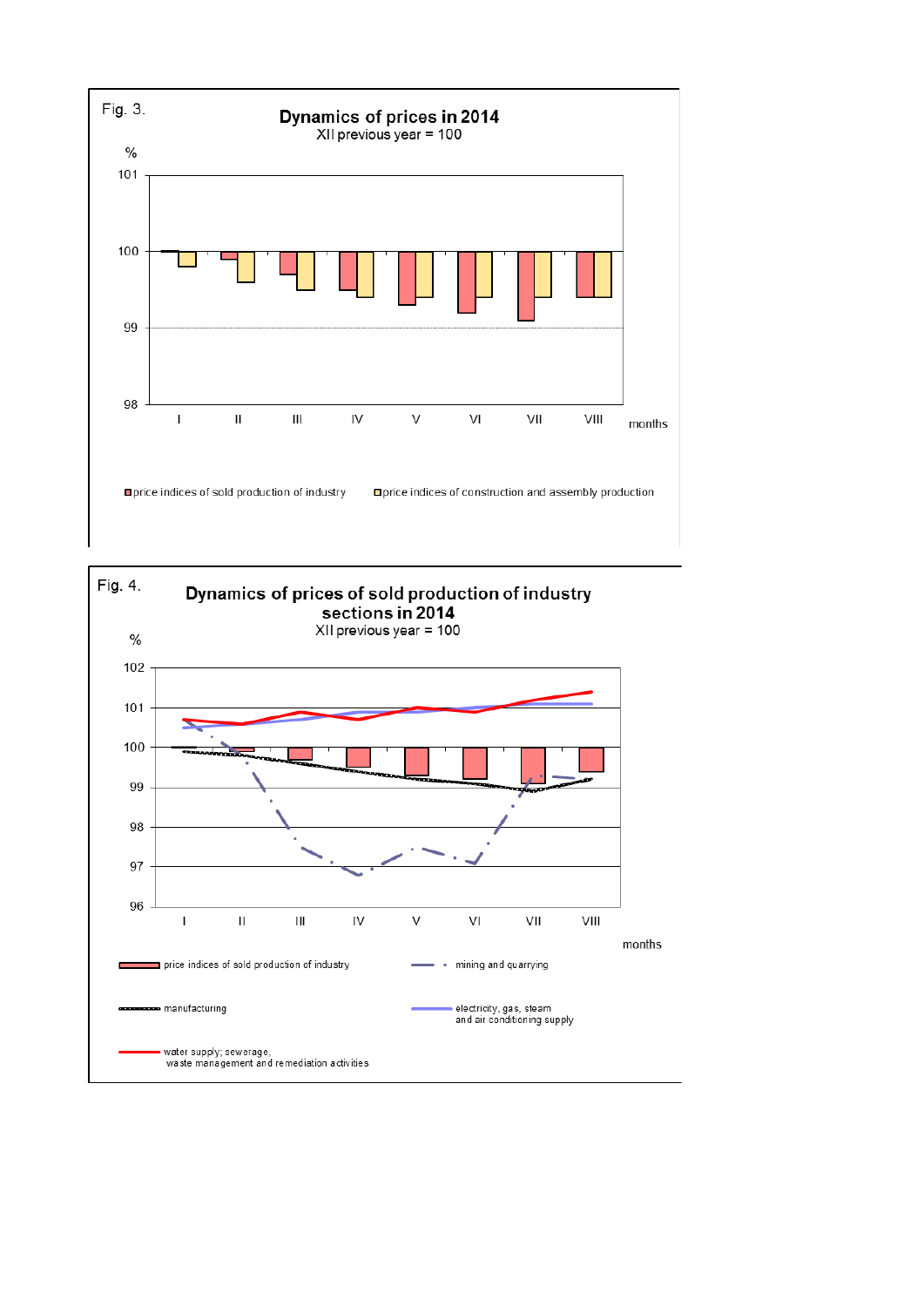Fig. 3.

**Dynamics of prices in 2014**

XII previous year = 100

%

101

100

99

98

I II III IV V VI VII VIII

months

price indices of sold production of industry

price indices of construction and assembly production

Fig. 4.

**Dynamics of prices of sold production of industry sections in 2014**

XII previous year = 100

%

102

101

100

99

98

97

96

I II III IV V VI VII VIII

months

price indices of sold production of industry

mining and quarrying

manufacturing

electricity, gas, steam and air conditioning supply

water supply; sewerage, waste management and remediation activities